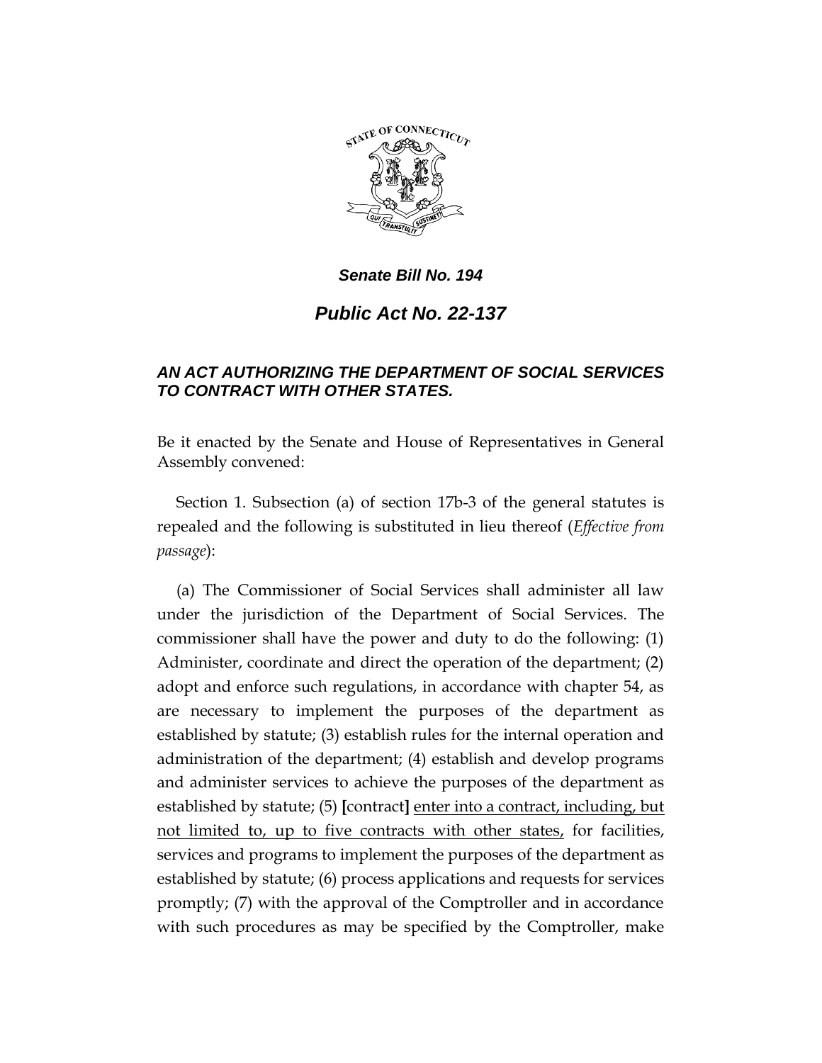***Senate Bill No. 194***

# ***Public Act No. 22-137***

### ***AN ACT AUTHORIZING THE DEPARTMENT OF SOCIAL SERVICES TO CONTRACT WITH OTHER STATES.***

Be it enacted by the Senate and House of Representatives in General Assembly convened:

Section 1. Subsection (a) of section 17b-3 of the general statutes is repealed and the following is substituted in lieu thereof (*Effective from passage*):

(a) The Commissioner of Social Services shall administer all law under the jurisdiction of the Department of Social Services. The commissioner shall have the power and duty to do the following: (1) Administer, coordinate and direct the operation of the department; (2) adopt and enforce such regulations, in accordance with chapter 54, as are necessary to implement the purposes of the department as established by statute; (3) establish rules for the internal operation and administration of the department; (4) establish and develop programs and administer services to achieve the purposes of the department as established by statute; (5) **[**contract**]** <u>enter into a contract, including, but not limited to, up to five contracts with other states,</u> for facilities, services and programs to implement the purposes of the department as established by statute; (6) process applications and requests for services promptly; (7) with the approval of the Comptroller and in accordance with such procedures as may be specified by the Comptroller, make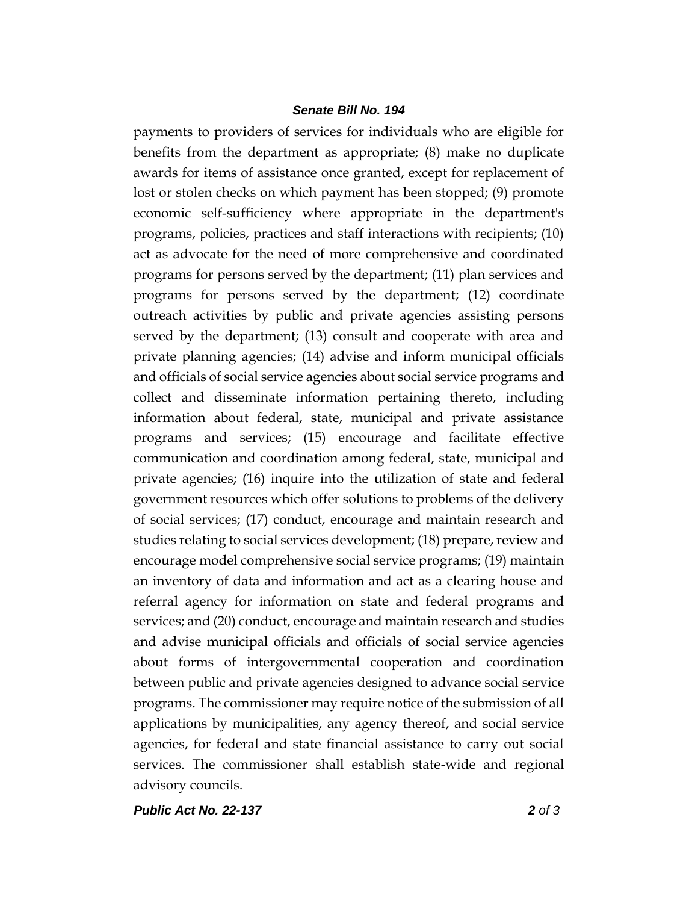payments to providers of services for individuals who are eligible for benefits from the department as appropriate; (8) make no duplicate awards for items of assistance once granted, except for replacement of lost or stolen checks on which payment has been stopped; (9) promote economic self-sufficiency where appropriate in the department's programs, policies, practices and staff interactions with recipients; (10) act as advocate for the need of more comprehensive and coordinated programs for persons served by the department; (11) plan services and programs for persons served by the department; (12) coordinate outreach activities by public and private agencies assisting persons served by the department; (13) consult and cooperate with area and private planning agencies; (14) advise and inform municipal officials and officials of social service agencies about social service programs and collect and disseminate information pertaining thereto, including information about federal, state, municipal and private assistance programs and services; (15) encourage and facilitate effective communication and coordination among federal, state, municipal and private agencies; (16) inquire into the utilization of state and federal government resources which offer solutions to problems of the delivery of social services; (17) conduct, encourage and maintain research and studies relating to social services development; (18) prepare, review and encourage model comprehensive social service programs; (19) maintain an inventory of data and information and act as a clearing house and referral agency for information on state and federal programs and services; and (20) conduct, encourage and maintain research and studies and advise municipal officials and officials of social service agencies about forms of intergovernmental cooperation and coordination between public and private agencies designed to advance social service programs. The commissioner may require notice of the submission of all applications by municipalities, any agency thereof, and social service agencies, for federal and state financial assistance to carry out social services. The commissioner shall establish state-wide and regional advisory councils.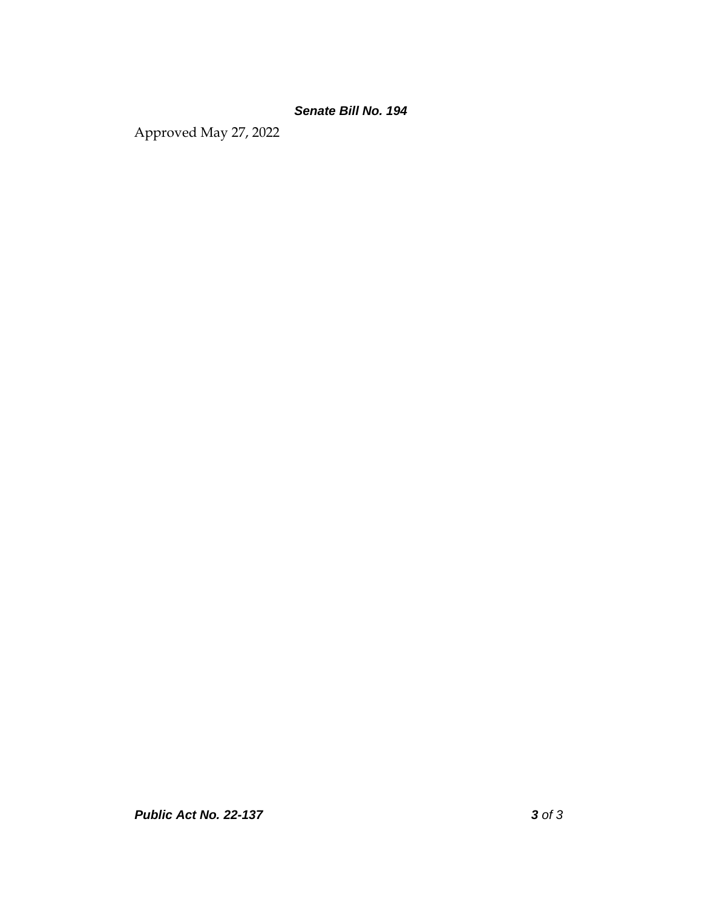*Senate Bill No. 194*

Approved May 27, 2022